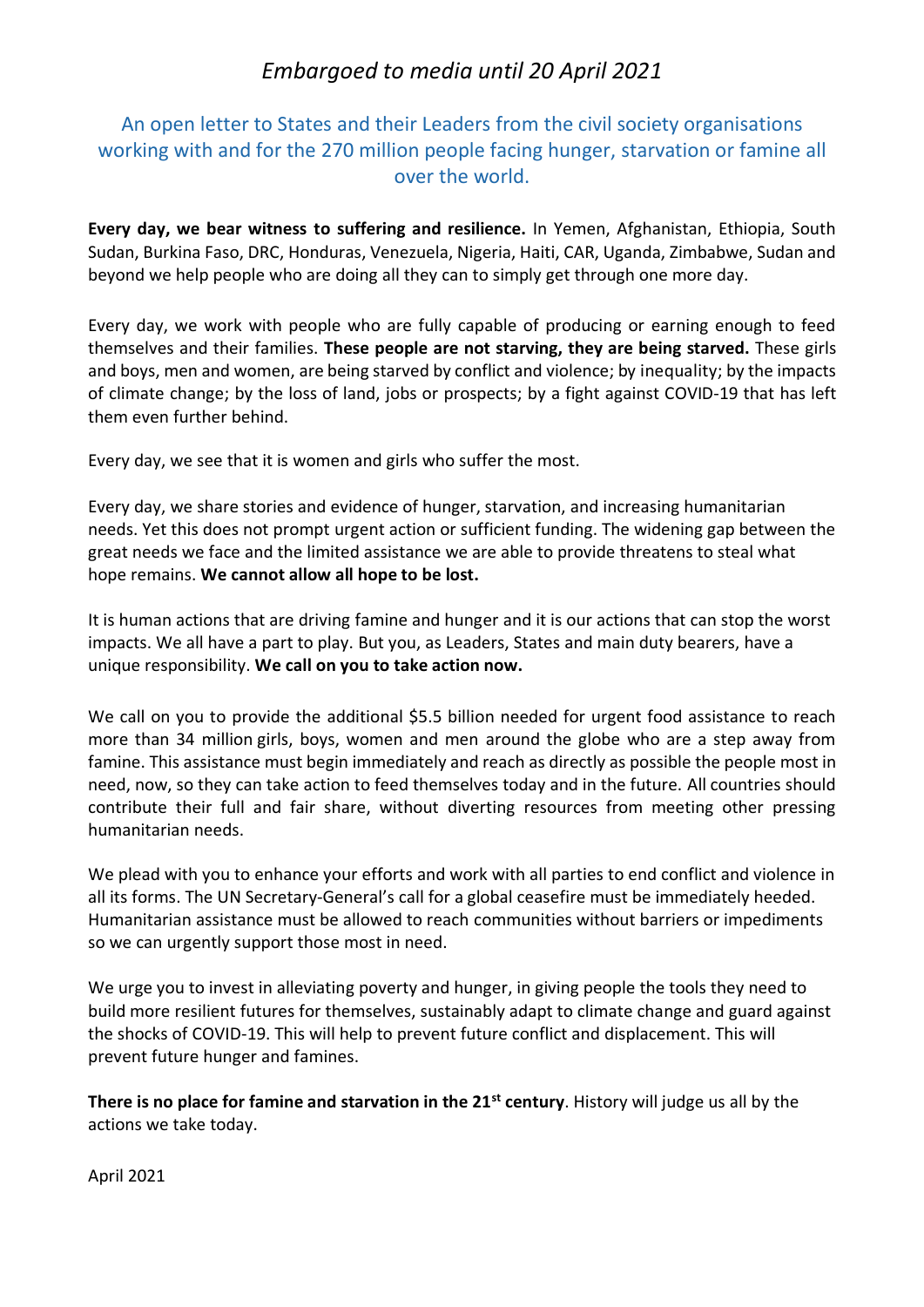*Embargoed to media until 20 April 2021*

## An open letter to States and their Leaders from the civil society organisations working with and for the 270 million people facing hunger, starvation or famine all over the world.

**Every day, we bear witness to suffering and resilience.** In Yemen, Afghanistan, Ethiopia, South Sudan, Burkina Faso, DRC, Honduras, Venezuela, Nigeria, Haiti, CAR, Uganda, Zimbabwe, Sudan and beyond we help people who are doing all they can to simply get through one more day.

Every day, we work with people who are fully capable of producing or earning enough to feed themselves and their families. **These people are not starving, they are being starved.** These girls and boys, men and women, are being starved by conflict and violence; by inequality; by the impacts of climate change; by the loss of land, jobs or prospects; by a fight against COVID-19 that has left them even further behind.

Every day, we see that it is women and girls who suffer the most.

Every day, we share stories and evidence of hunger, starvation, and increasing humanitarian needs. Yet this does not prompt urgent action or sufficient funding. The widening gap between the great needs we face and the limited assistance we are able to provide threatens to steal what hope remains. **We cannot allow all hope to be lost.**

It is human actions that are driving famine and hunger and it is our actions that can stop the worst impacts. We all have a part to play. But you, as Leaders, States and main duty bearers, have a unique responsibility. **We call on you to take action now.**

We call on you to provide the additional $5.5 billion needed for urgent food assistance to reach more than 34 million girls, boys, women and men around the globe who are a step away from famine. This assistance must begin immediately and reach as directly as possible the people most in need, now, so they can take action to feed themselves today and in the future. All countries should contribute their full and fair share, without diverting resources from meeting other pressing humanitarian needs.

We plead with you to enhance your efforts and work with all parties to end conflict and violence in all its forms. The UN Secretary-General's call for a global ceasefire must be immediately heeded. Humanitarian assistance must be allowed to reach communities without barriers or impediments so we can urgently support those most in need.

We urge you to invest in alleviating poverty and hunger, in giving people the tools they need to build more resilient futures for themselves, sustainably adapt to climate change and guard against the shocks of COVID-19. This will help to prevent future conflict and displacement. This will prevent future hunger and famines.

**There is no place for famine and starvation in the 21st century**. History will judge us all by the actions we take today.

April 2021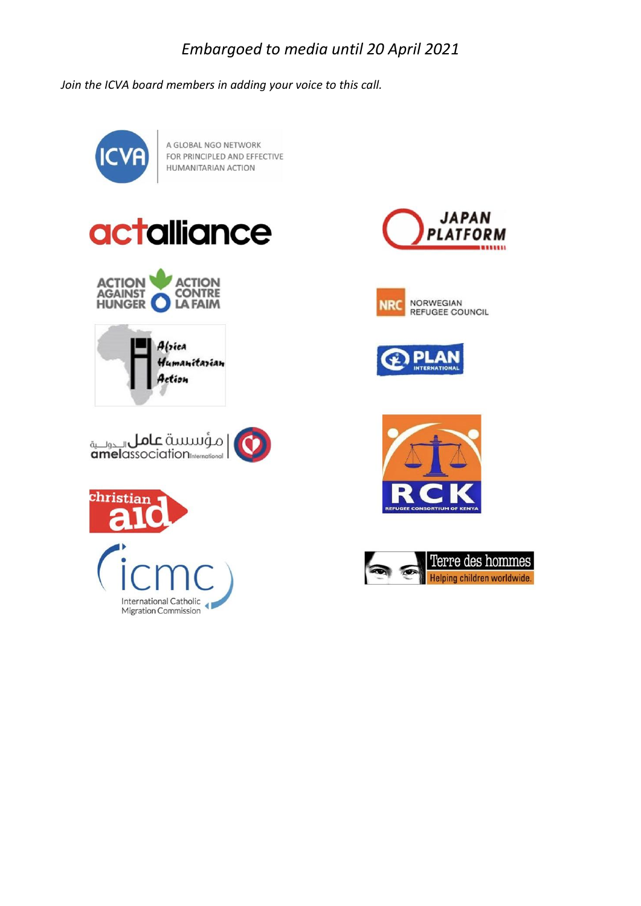*Embargoed to media until 20 April 2021*

*Join the ICVA board members in adding your voice to this call.*

ICVA — A GLOBAL NGO NETWORK FOR PRINCIPLED AND EFFECTIVE HUMANITARIAN ACTION

actalliance

JAPAN PLATFORM

ACTION AGAINST HUNGER / ACTION CONTRE LA FAIM

NRC NORWEGIAN REFUGEE COUNCIL

Africa Humanitarian Action

PLAN INTERNATIONAL

مؤسسة عامل الدولية amelassociation International

RCK REFUGEE CONSORTIUM OF KENYA

christian aid

icmc International Catholic Migration Commission

Terre des hommes Helping children worldwide.